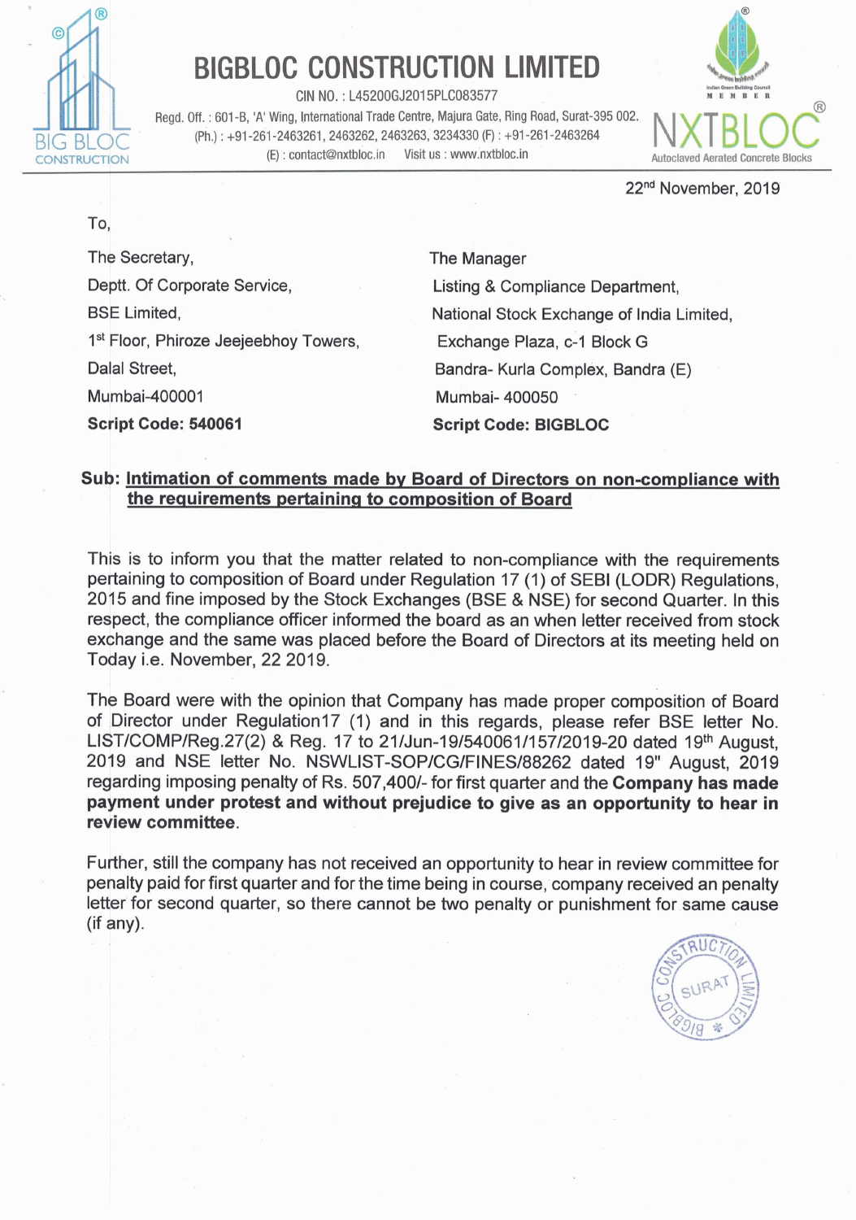# BIGBLOC CONSTRUCTION LIMITED

CIN NO. : L45200GJ2015PLC083577

Regd. Off. : 601-B, 'A' Wing, International Trade Centre, Majura Gate, Ring Road, Surat-395 002.
(Ph.) : +91-261-2463261, 2463262, 2463263, 3234330 (F) : +91-261-2463264
(E) : contact@nxtbloc.in Visit us : www.nxtbloc.in

NXTBLOC® Autoclaved Aerated Concrete Blocks

22nd November, 2019

To,

The Secretary,
Deptt. Of Corporate Service,
BSE Limited,
1st Floor, Phiroze Jeejeebhoy Towers,
Dalal Street,
Mumbai-400001
**Script Code: 540061**

The Manager
Listing & Compliance Department,
National Stock Exchange of India Limited,
Exchange Plaza, c-1 Block G
Bandra- Kurla Complex, Bandra (E)
Mumbai- 400050
**Script Code: BIGBLOC**

**Sub: Intimation of comments made by Board of Directors on non-compliance with the requirements pertaining to composition of Board**

This is to inform you that the matter related to non-compliance with the requirements pertaining to composition of Board under Regulation 17 (1) of SEBI (LODR) Regulations, 2015 and fine imposed by the Stock Exchanges (BSE & NSE) for second Quarter. In this respect, the compliance officer informed the board as an when letter received from stock exchange and the same was placed before the Board of Directors at its meeting held on Today i.e. November, 22 2019.

The Board were with the opinion that Company has made proper composition of Board of Director under Regulation17 (1) and in this regards, please refer BSE letter No. LIST/COMP/Reg.27(2) & Reg. 17 to 21/Jun-19/540061/157/2019-20 dated 19th August, 2019 and NSE letter No. NSWLIST-SOP/CG/FINES/88262 dated 19" August, 2019 regarding imposing penalty of Rs. 507,400/- for first quarter and the **Company has made payment under protest and without prejudice to give as an opportunity to hear in review committee**.

Further, still the company has not received an opportunity to hear in review committee for penalty paid for first quarter and for the time being in course, company received an penalty letter for second quarter, so there cannot be two penalty or punishment for same cause (if any).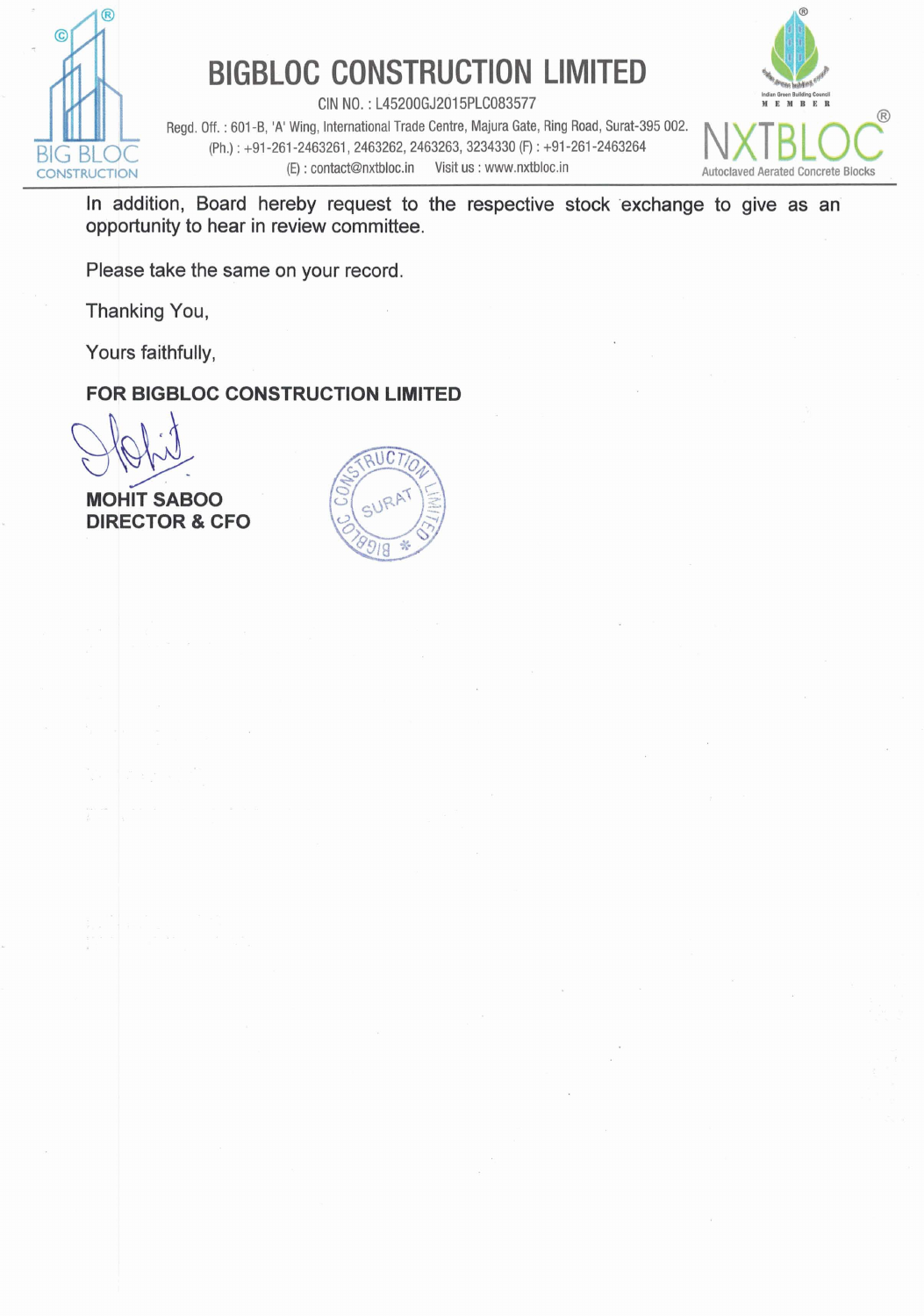In addition, Board hereby request to the respective stock exchange to give as an opportunity to hear in review committee.

Please take the same on your record.

Thanking You,

Yours faithfully,

**FOR BIGBLOC CONSTRUCTION LIMITED**

**MOHIT SABOO**
**DIRECTOR & CFO**